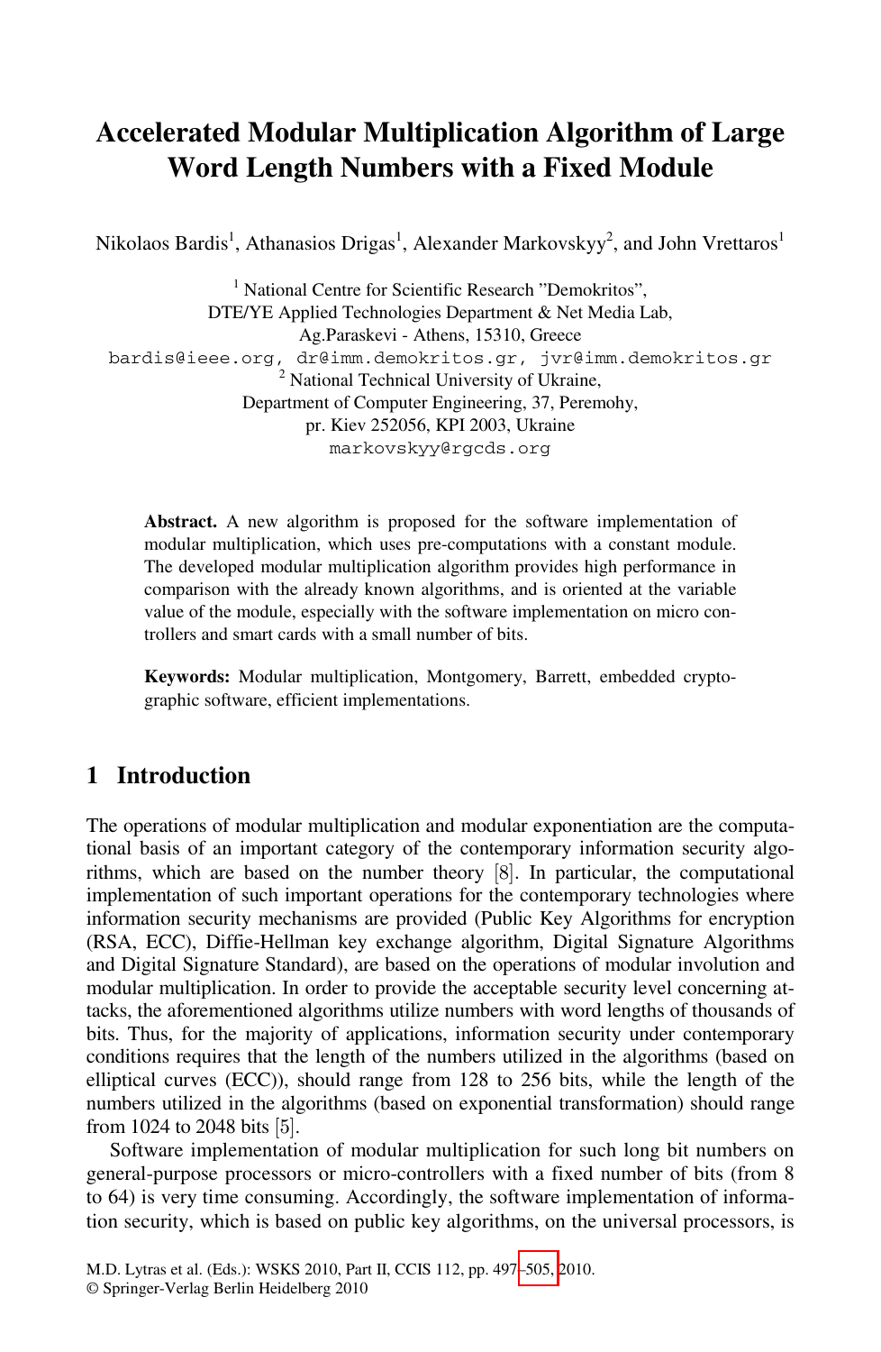# Accelerated Modular Multiplication Algorithm of Large Word Length Numbers with a Fixed Module

Nikolaos Bardis[1], Athanasios Drigas[1], Alexander Markovskyy[2], and John Vrettaros[1]

[1] National Centre for Scientific Research "Demokritos", DTE/YE Applied Technologies Department & Net Media Lab, Ag.Paraskevi - Athens, 15310, Greece
bardis@ieee.org, dr@imm.demokritos.gr, jvr@imm.demokritos.gr

[2] National Technical University of Ukraine, Department of Computer Engineering, 37, Peremohy, pr. Kiev 252056, KPI 2003, Ukraine
markovskyy@rgcds.org

**Abstract.** A new algorithm is proposed for the software implementation of modular multiplication, which uses pre-computations with a constant module. The developed modular multiplication algorithm provides high performance in comparison with the already known algorithms, and is oriented at the variable value of the module, especially with the software implementation on micro controllers and smart cards with a small number of bits.

**Keywords:** Modular multiplication, Montgomery, Barrett, embedded cryptographic software, efficient implementations.

## 1 Introduction

The operations of modular multiplication and modular exponentiation are the computational basis of an important category of the contemporary information security algorithms, which are based on the number theory [8]. In particular, the computational implementation of such important operations for the contemporary technologies where information security mechanisms are provided (Public Key Algorithms for encryption (RSA, ECC), Diffie-Hellman key exchange algorithm, Digital Signature Algorithms and Digital Signature Standard), are based on the operations of modular involution and modular multiplication. In order to provide the acceptable security level concerning attacks, the aforementioned algorithms utilize numbers with word lengths of thousands of bits. Thus, for the majority of applications, information security under contemporary conditions requires that the length of the numbers utilized in the algorithms (based on elliptical curves (ECC)), should range from 128 to 256 bits, while the length of the numbers utilized in the algorithms (based on exponential transformation) should range from 1024 to 2048 bits [5].

Software implementation of modular multiplication for such long bit numbers on general-purpose processors or micro-controllers with a fixed number of bits (from 8 to 64) is very time consuming. Accordingly, the software implementation of information security, which is based on public key algorithms, on the universal processors, is

M.D. Lytras et al. (Eds.): WSKS 2010, Part II, CCIS 112, pp. 497–505, 2010.
© Springer-Verlag Berlin Heidelberg 2010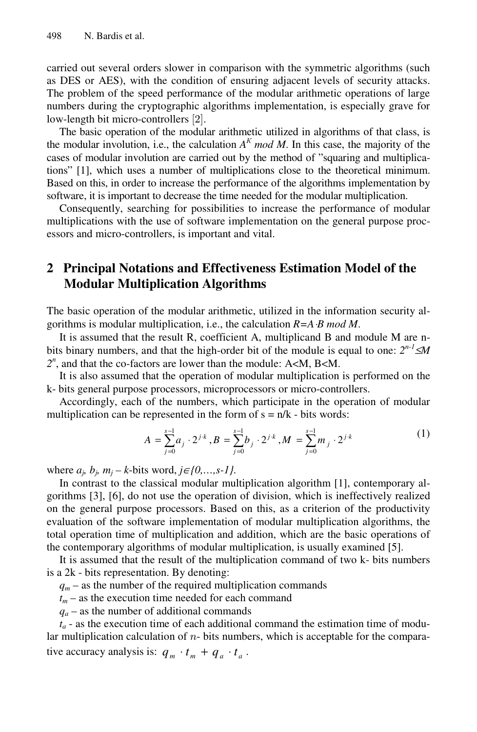carried out several orders slower in comparison with the symmetric algorithms (such as DES or AES), with the condition of ensuring adjacent levels of security attacks. The problem of the speed performance of the modular arithmetic operations of large numbers during the cryptographic algorithms implementation, is especially grave for low-length bit micro-controllers [2].

The basic operation of the modular arithmetic utilized in algorithms of that class, is the modular involution, i.e., the calculation $A^K \bmod M$. In this case, the majority of the cases of modular involution are carried out by the method of "squaring and multiplications" [1], which uses a number of multiplications close to the theoretical minimum. Based on this, in order to increase the performance of the algorithms implementation by software, it is important to decrease the time needed for the modular multiplication.

Consequently, searching for possibilities to increase the performance of modular multiplications with the use of software implementation on the general purpose processors and micro-controllers, is important and vital.

## 2 Principal Notations and Effectiveness Estimation Model of the Modular Multiplication Algorithms

The basic operation of the modular arithmetic, utilized in the information security algorithms is modular multiplication, i.e., the calculation $R=A \cdot B \bmod M$.

It is assumed that the result R, coefficient A, multiplicand B and module M are n-bits binary numbers, and that the high-order bit of the module is equal to one: $2^{n-1} \leq M$ $2^n$, and that the co-factors are lower than the module: A<M, B<M.

It is also assumed that the operation of modular multiplication is performed on the k- bits general purpose processors, microprocessors or micro-controllers.

Accordingly, each of the numbers, which participate in the operation of modular multiplication can be represented in the form of s = n/k - bits words:

$$A = \sum_{j=0}^{s-1} a_j \cdot 2^{j \cdot k}, B = \sum_{j=0}^{s-1} b_j \cdot 2^{j \cdot k}, M = \sum_{j=0}^{s-1} m_j \cdot 2^{j \cdot k} \quad (1)$$

where $a_j$, $b_j$, $m_j$ – $k$-bits word, $j \in \{0,\ldots,s-1\}$.

In contrast to the classical modular multiplication algorithm [1], contemporary algorithms [3], [6], do not use the operation of division, which is ineffectively realized on the general purpose processors. Based on this, as a criterion of the productivity evaluation of the software implementation of modular multiplication algorithms, the total operation time of multiplication and addition, which are the basic operations of the contemporary algorithms of modular multiplication, is usually examined [5].

It is assumed that the result of the multiplication command of two k- bits numbers is a 2k - bits representation. By denoting:

$q_m$ – as the number of the required multiplication commands

$t_m$ – as the execution time needed for each command

$q_a$ – as the number of additional commands

$t_a$ - as the execution time of each additional command the estimation time of modular multiplication calculation of $n$- bits numbers, which is acceptable for the comparative accuracy analysis is: $q_m \cdot t_m + q_a \cdot t_a$.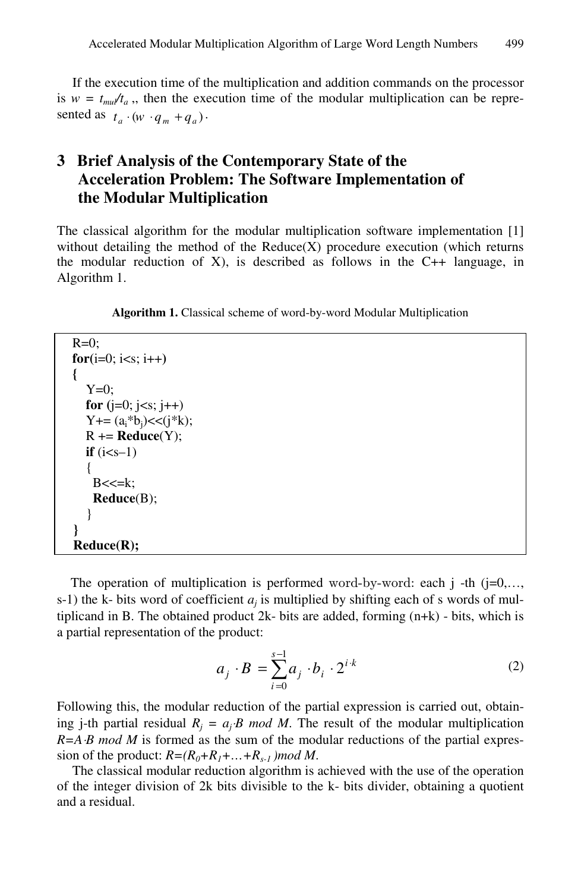If the execution time of the multiplication and addition commands on the processor is $w = t_{mul}/t_a$ ,, then the execution time of the modular multiplication can be represented as $t_a \cdot (w \cdot q_m + q_a)$.

## 3 Brief Analysis of the Contemporary State of the Acceleration Problem: The Software Implementation of the Modular Multiplication

The classical algorithm for the modular multiplication software implementation [1] without detailing the method of the Reduce(X) procedure execution (which returns the modular reduction of X), is described as follows in the C++ language, in Algorithm 1.

**Algorithm 1.** Classical scheme of word-by-word Modular Multiplication

```
R=0;
for(i=0; i<s; i++)
{
   Y=0;
   for (j=0; j<s; j++)
   Y+= (a_i*b_j)<<(j*k);
   R += Reduce(Y);
   if (i<s–1)
   {
    B<<=k;
    Reduce(B);
   }
}
Reduce(R);
```

The operation of multiplication is performed word-by-word: each j -th (j=0,…, s-1) the k- bits word of coefficient $a_j$ is multiplied by shifting each of s words of multiplicand in B. The obtained product 2k- bits are added, forming (n+k) - bits, which is a partial representation of the product:

$$a_j \cdot B = \sum_{i=0}^{s-1} a_j \cdot b_i \cdot 2^{i \cdot k} \tag{2}$$

Following this, the modular reduction of the partial expression is carried out, obtaining j-th partial residual $R_j = a_j \cdot B \bmod M$. The result of the modular multiplication $R = A \cdot B \bmod M$ is formed as the sum of the modular reductions of the partial expression of the product: $R = (R_0 + R_1 + \ldots + R_{s-1}) \bmod M$.

The classical modular reduction algorithm is achieved with the use of the operation of the integer division of 2k bits divisible to the k- bits divider, obtaining a quotient and a residual.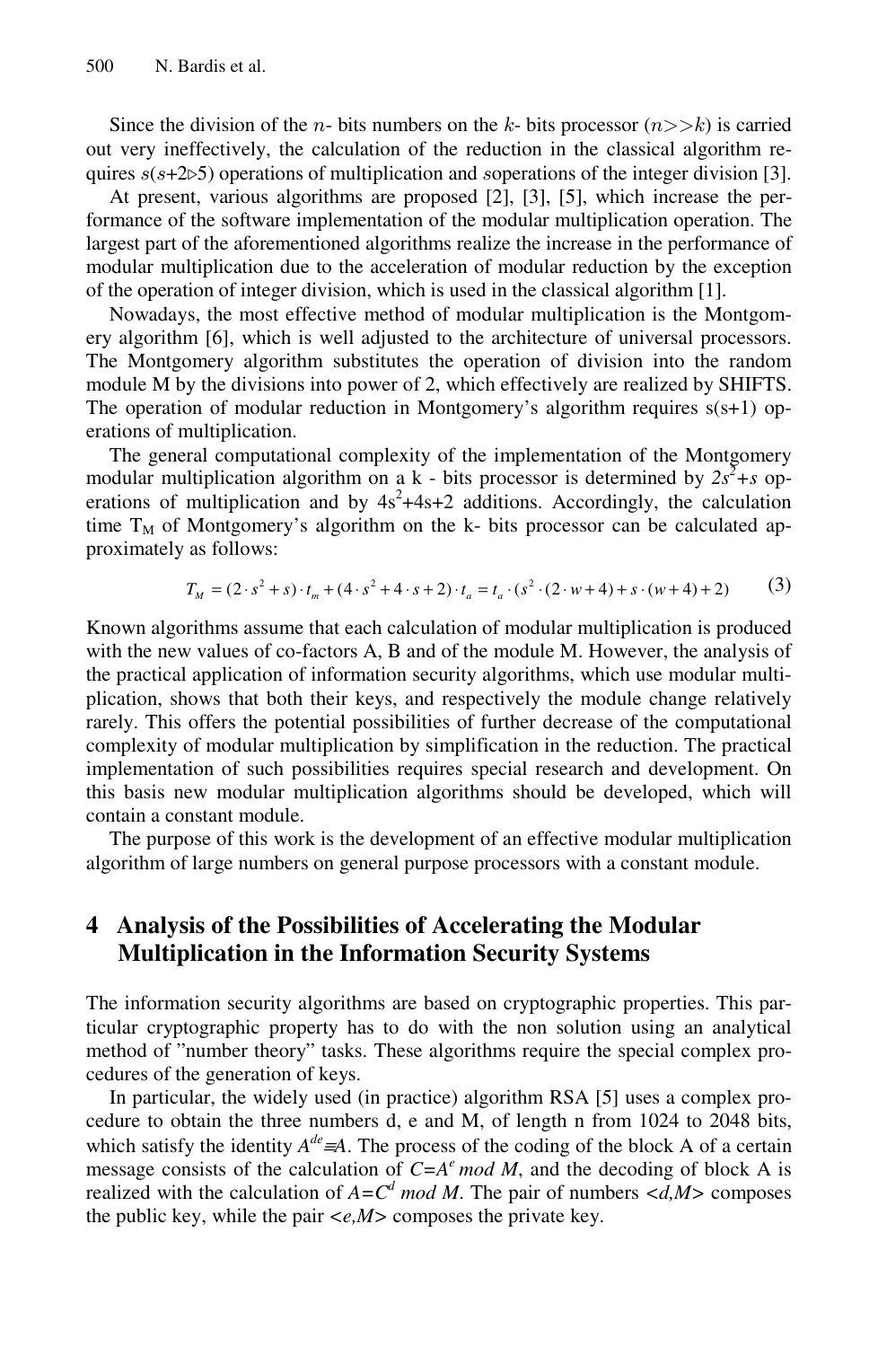Since the division of the $n$- bits numbers on the $k$- bits processor ($n>>k$) is carried out very ineffectively, the calculation of the reduction in the classical algorithm requires $s(s+2\triangleright 5)$ operations of multiplication and $s$operations of the integer division [3].

At present, various algorithms are proposed [2], [3], [5], which increase the performance of the software implementation of the modular multiplication operation. The largest part of the aforementioned algorithms realize the increase in the performance of modular multiplication due to the acceleration of modular reduction by the exception of the operation of integer division, which is used in the classical algorithm [1].

Nowadays, the most effective method of modular multiplication is the Montgomery algorithm [6], which is well adjusted to the architecture of universal processors. The Montgomery algorithm substitutes the operation of division into the random module M by the divisions into power of 2, which effectively are realized by SHIFTS. The operation of modular reduction in Montgomery's algorithm requires s(s+1) operations of multiplication.

The general computational complexity of the implementation of the Montgomery modular multiplication algorithm on a k - bits processor is determined by $2s^2+s$ operations of multiplication and by $4s^2+4s+2$ additions. Accordingly, the calculation time $T_M$ of Montgomery's algorithm on the k- bits processor can be calculated approximately as follows:

$$T_M = (2 \cdot s^2 + s) \cdot t_m + (4 \cdot s^2 + 4 \cdot s + 2) \cdot t_a = t_a \cdot (s^2 \cdot (2 \cdot w + 4) + s \cdot (w + 4) + 2) \tag{3}$$

Known algorithms assume that each calculation of modular multiplication is produced with the new values of co-factors A, B and of the module M. However, the analysis of the practical application of information security algorithms, which use modular multiplication, shows that both their keys, and respectively the module change relatively rarely. This offers the potential possibilities of further decrease of the computational complexity of modular multiplication by simplification in the reduction. The practical implementation of such possibilities requires special research and development. On this basis new modular multiplication algorithms should be developed, which will contain a constant module.

The purpose of this work is the development of an effective modular multiplication algorithm of large numbers on general purpose processors with a constant module.

## 4 Analysis of the Possibilities of Accelerating the Modular Multiplication in the Information Security Systems

The information security algorithms are based on cryptographic properties. This particular cryptographic property has to do with the non solution using an analytical method of "number theory" tasks. These algorithms require the special complex procedures of the generation of keys.

In particular, the widely used (in practice) algorithm RSA [5] uses a complex procedure to obtain the three numbers d, e and M, of length n from 1024 to 2048 bits, which satisfy the identity $A^{de} \equiv A$. The process of the coding of the block A of a certain message consists of the calculation of $C = A^e \bmod M$, and the decoding of block A is realized with the calculation of $A = C^d \bmod M$. The pair of numbers $<d,M>$ composes the public key, while the pair $<e,M>$ composes the private key.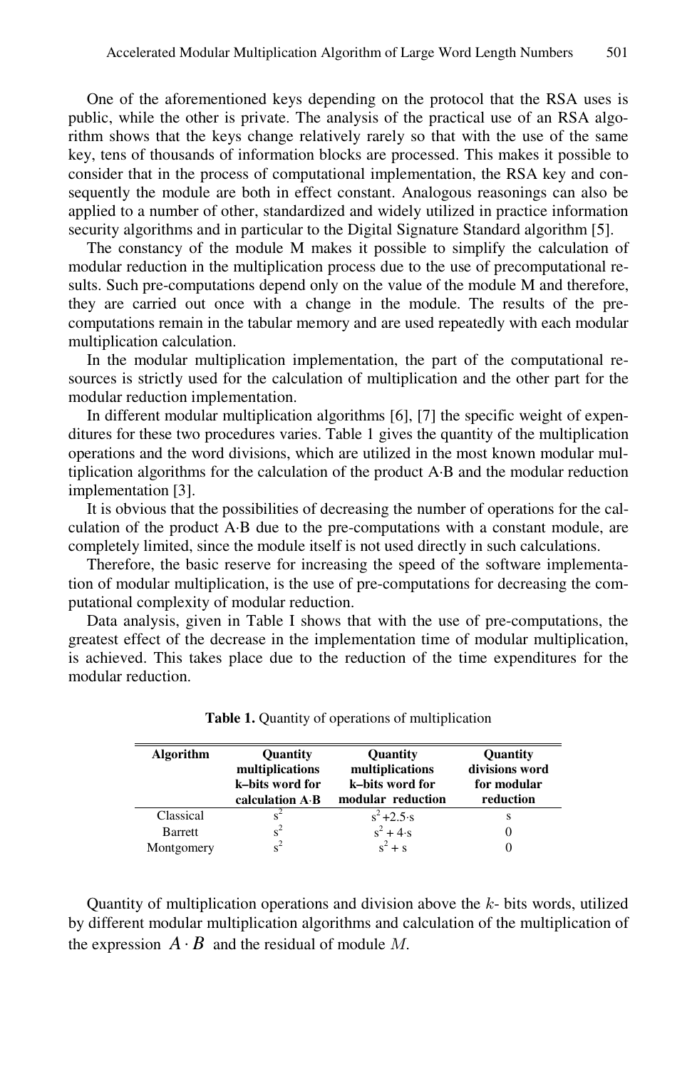One of the aforementioned keys depending on the protocol that the RSA uses is public, while the other is private. The analysis of the practical use of an RSA algorithm shows that the keys change relatively rarely so that with the use of the same key, tens of thousands of information blocks are processed. This makes it possible to consider that in the process of computational implementation, the RSA key and consequently the module are both in effect constant. Analogous reasonings can also be applied to a number of other, standardized and widely utilized in practice information security algorithms and in particular to the Digital Signature Standard algorithm [5].

The constancy of the module M makes it possible to simplify the calculation of modular reduction in the multiplication process due to the use of precomputational results. Such pre-computations depend only on the value of the module M and therefore, they are carried out once with a change in the module. The results of the pre-computations remain in the tabular memory and are used repeatedly with each modular multiplication calculation.

In the modular multiplication implementation, the part of the computational resources is strictly used for the calculation of multiplication and the other part for the modular reduction implementation.

In different modular multiplication algorithms [6], [7] the specific weight of expenditures for these two procedures varies. Table 1 gives the quantity of the multiplication operations and the word divisions, which are utilized in the most known modular multiplication algorithms for the calculation of the product A·B and the modular reduction implementation [3].

It is obvious that the possibilities of decreasing the number of operations for the calculation of the product A·B due to the pre-computations with a constant module, are completely limited, since the module itself is not used directly in such calculations.

Therefore, the basic reserve for increasing the speed of the software implementation of modular multiplication, is the use of pre-computations for decreasing the computational complexity of modular reduction.

Data analysis, given in Table I shows that with the use of pre-computations, the greatest effect of the decrease in the implementation time of modular multiplication, is achieved. This takes place due to the reduction of the time expenditures for the modular reduction.

**Table 1.** Quantity of operations of multiplication

| Algorithm | Quantity multiplications k–bits word for calculation A·B | Quantity multiplications k–bits word for modular reduction | Quantity divisions word for modular reduction |
|---|---|---|---|
| Classical | $s^2$ | $s^2+2.5 \cdot s$ | s |
| Barrett | $s^2$ | $s^2 + 4 \cdot s$ | 0 |
| Montgomery | $s^2$ | $s^2 + s$ | 0 |

Quantity of multiplication operations and division above the $k$- bits words, utilized by different modular multiplication algorithms and calculation of the multiplication of the expression $A \cdot B$ and the residual of module $M$.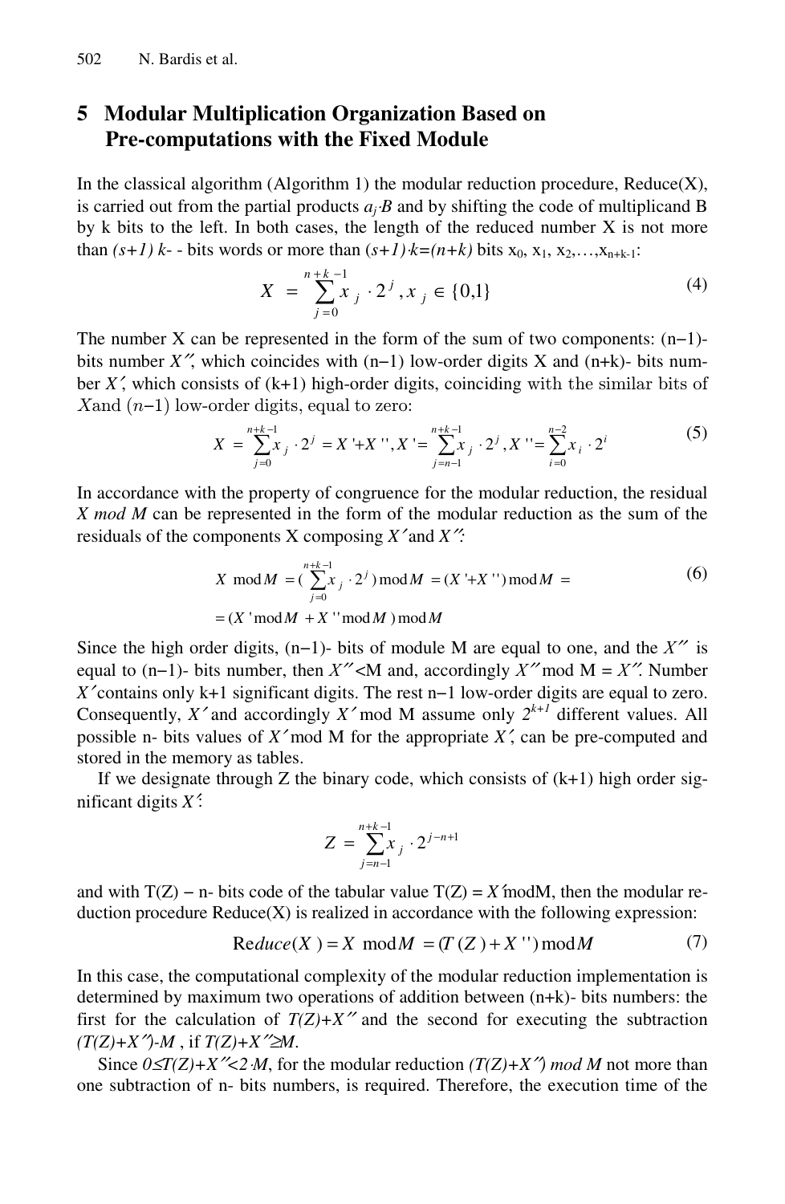## 5 Modular Multiplication Organization Based on Pre-computations with the Fixed Module

In the classical algorithm (Algorithm 1) the modular reduction procedure, Reduce(X), is carried out from the partial products $a_j \cdot B$ and by shifting the code of multiplicand B by k bits to the left. In both cases, the length of the reduced number X is not more than *(s+1) k-* - bits words or more than $(s+1)\cdot k=(n+k)$ bits $x_0$, $x_1$, $x_2$,…,$x_{n+k-1}$:

$$X = \sum_{j=0}^{n+k-1} x_j \cdot 2^j, x_j \in \{0,1\} \tag{4}$$

The number X can be represented in the form of the sum of two components: (n−1)-bits number $X''$, which coincides with (n−1) low-order digits X and (n+k)- bits number $X'$, which consists of (k+1) high-order digits, coinciding with the similar bits of $X$and $(n{-}1)$ low-order digits, equal to zero:

$$X = \sum_{j=0}^{n+k-1} x_j \cdot 2^j = X' + X'', X' = \sum_{j=n-1}^{n+k-1} x_j \cdot 2^j, X'' = \sum_{i=0}^{n-2} x_i \cdot 2^i \tag{5}$$

In accordance with the property of congruence for the modular reduction, the residual *X mod M* can be represented in the form of the modular reduction as the sum of the residuals of the components X composing $X'$and $X''$:

$$\begin{aligned} X \bmod M &= (\sum_{j=0}^{n+k-1} x_j \cdot 2^j) \bmod M = (X' + X'') \bmod M = \\ &= (X' \bmod M + X'' \bmod M) \bmod M \end{aligned} \tag{6}$$

Since the high order digits, (n−1)- bits of module M are equal to one, and the $X''$ is equal to (n−1)- bits number, then $X''$<M and, accordingly $X''$mod M = $X''$. Number $X'$contains only k+1 significant digits. The rest n−1 low-order digits are equal to zero. Consequently, $X'$and accordingly $X'$mod M assume only $2^{k+1}$ different values. All possible n- bits values of $X'$mod M for the appropriate $X'$, can be pre-computed and stored in the memory as tables.

If we designate through Z the binary code, which consists of (k+1) high order significant digits $X'$:

$$Z = \sum_{j=n-1}^{n+k-1} x_j \cdot 2^{j-n+1}$$

and with T(Z) − n- bits code of the tabular value T(Z) = $X'$modM, then the modular reduction procedure Reduce(X) is realized in accordance with the following expression:

$$\text{Re}duce(X) = X \bmod M = (T(Z) + X'') \bmod M \tag{7}$$

In this case, the computational complexity of the modular reduction implementation is determined by maximum two operations of addition between (n+k)- bits numbers: the first for the calculation of $T(Z)+X''$ and the second for executing the subtraction $(T(Z)+X'')-M$ , if $T(Z)+X''\geq M$.

Since $0\leq T(Z)+X''<2\cdot M$, for the modular reduction $(T(Z)+X'') \bmod M$ not more than one subtraction of n- bits numbers, is required. Therefore, the execution time of the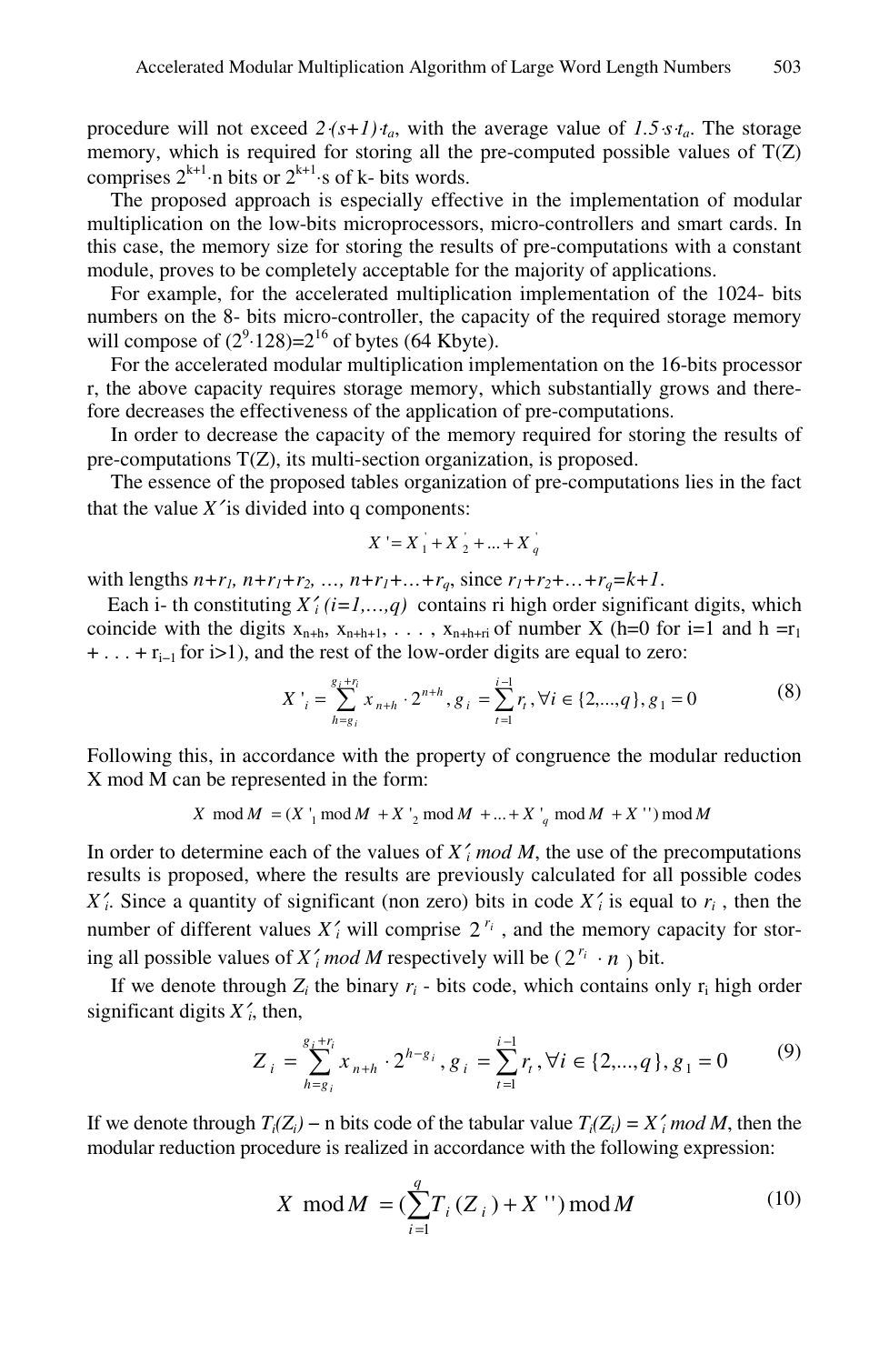procedure will not exceed $2{\cdot}(s+1){\cdot}t_a$, with the average value of $1.5{\cdot}s{\cdot}t_a$. The storage memory, which is required for storing all the pre-computed possible values of T(Z) comprises $2^{k+1}{\cdot}n$ bits or $2^{k+1}{\cdot}s$ of k- bits words.

The proposed approach is especially effective in the implementation of modular multiplication on the low-bits microprocessors, micro-controllers and smart cards. In this case, the memory size for storing the results of pre-computations with a constant module, proves to be completely acceptable for the majority of applications.

For example, for the accelerated multiplication implementation of the 1024- bits numbers on the 8- bits micro-controller, the capacity of the required storage memory will compose of $(2^9{\cdot}128)=2^{16}$ of bytes (64 Kbyte).

For the accelerated modular multiplication implementation on the 16-bits processor r, the above capacity requires storage memory, which substantially grows and therefore decreases the effectiveness of the application of pre-computations.

In order to decrease the capacity of the memory required for storing the results of pre-computations T(Z), its multi-section organization, is proposed.

The essence of the proposed tables organization of pre-computations lies in the fact that the value $X'$ is divided into q components:

$$X' = X'_1 + X'_2 + ... + X'_q$$

with lengths $n+r_1$, $n+r_1+r_2$, …, $n+r_1+…+r_q$, since $r_1+r_2+…+r_q=k+1$.

Each i- th constituting $X'_i$ $(i=1,…,q)$ contains ri high order significant digits, which coincide with the digits $x_{n+h}, x_{n+h+1}, \ldots, x_{n+h+ri}$ of number X (h=0 for i=1 and $h = r_1 + \ldots + r_{i-1}$ for i>1), and the rest of the low-order digits are equal to zero:

$$X'_i = \sum_{h=g_i}^{g_i+r_i} x_{n+h} \cdot 2^{n+h}, \; g_i = \sum_{t=1}^{i-1} r_t, \forall i \in \{2,...,q\}, g_1 = 0 \tag{8}$$

Following this, in accordance with the property of congruence the modular reduction X mod M can be represented in the form:

$$X \bmod M = (X'_1 \bmod M + X'_2 \bmod M + ... + X'_q \bmod M + X'') \bmod M$$

In order to determine each of the values of $X'_i \bmod M$, the use of the precomputations results is proposed, where the results are previously calculated for all possible codes $X'_i$. Since a quantity of significant (non zero) bits in code $X'_i$ is equal to $r_i$, then the number of different values $X'_i$ will comprise $2^{r_i}$, and the memory capacity for storing all possible values of $X'_i \bmod M$ respectively will be ($2^{r_i} \cdot n$) bit.

If we denote through $Z_i$ the binary $r_i$ - bits code, which contains only $r_i$ high order significant digits $X'_i$, then,

$$Z_i = \sum_{h=g_i}^{g_i+r_i} x_{n+h} \cdot 2^{h-g_i}, \; g_i = \sum_{t=1}^{i-1} r_t, \forall i \in \{2,...,q\}, g_1 = 0 \tag{9}$$

If we denote through $T_i(Z_i)$ – n bits code of the tabular value $T_i(Z_i) = X'_i \bmod M$, then the modular reduction procedure is realized in accordance with the following expression:

$$X \bmod M = (\sum_{i=1}^{q} T_i(Z_i) + X'') \bmod M \tag{10}$$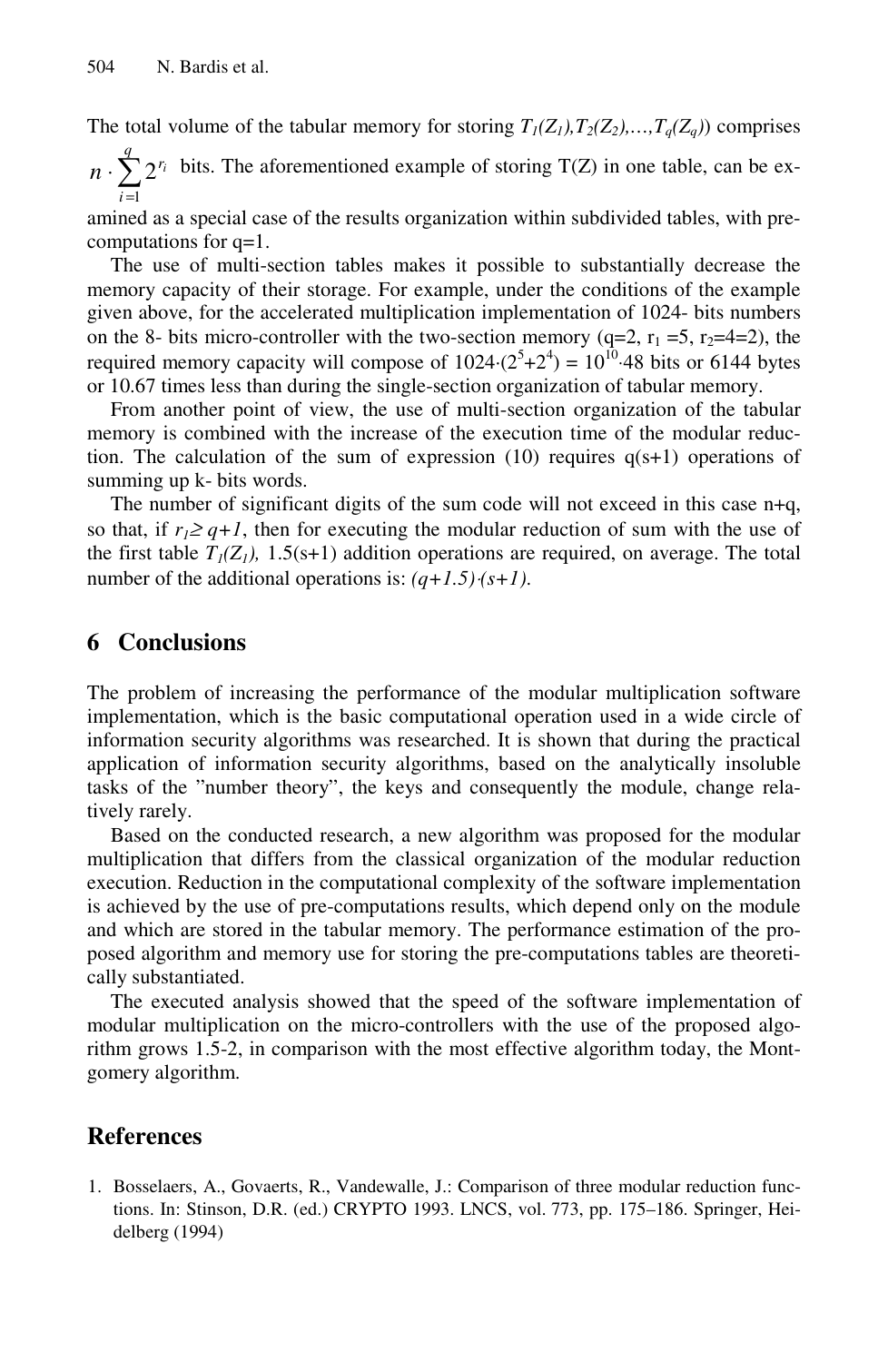The total volume of the tabular memory for storing $T_1(Z_1),T_2(Z_2),\ldots,T_q(Z_q)$) comprises $n \cdot \sum_{i=1}^{q} 2^{r_i}$ bits. The aforementioned example of storing T(Z) in one table, can be examined as a special case of the results organization within subdivided tables, with pre-computations for q=1.

The use of multi-section tables makes it possible to substantially decrease the memory capacity of their storage. For example, under the conditions of the example given above, for the accelerated multiplication implementation of 1024- bits numbers on the 8- bits micro-controller with the two-section memory (q=2, $r_1$ =5, $r_2$=4=2), the required memory capacity will compose of $1024 \cdot (2^5+2^4) = 10^{10} \cdot 48$ bits or 6144 bytes or 10.67 times less than during the single-section organization of tabular memory.

From another point of view, the use of multi-section organization of the tabular memory is combined with the increase of the execution time of the modular reduction. The calculation of the sum of expression (10) requires q(s+1) operations of summing up k- bits words.

The number of significant digits of the sum code will not exceed in this case n+q, so that, if $r_1 \geq q+1$, then for executing the modular reduction of sum with the use of the first table $T_1(Z_1)$, 1.5(s+1) addition operations are required, on average. The total number of the additional operations is: $(q+1.5) \cdot (s+1)$.

## 6 Conclusions

The problem of increasing the performance of the modular multiplication software implementation, which is the basic computational operation used in a wide circle of information security algorithms was researched. It is shown that during the practical application of information security algorithms, based on the analytically insoluble tasks of the "number theory", the keys and consequently the module, change relatively rarely.

Based on the conducted research, a new algorithm was proposed for the modular multiplication that differs from the classical organization of the modular reduction execution. Reduction in the computational complexity of the software implementation is achieved by the use of pre-computations results, which depend only on the module and which are stored in the tabular memory. The performance estimation of the proposed algorithm and memory use for storing the pre-computations tables are theoretically substantiated.

The executed analysis showed that the speed of the software implementation of modular multiplication on the micro-controllers with the use of the proposed algorithm grows 1.5-2, in comparison with the most effective algorithm today, the Montgomery algorithm.

## References

1. Bosselaers, A., Govaerts, R., Vandewalle, J.: Comparison of three modular reduction functions. In: Stinson, D.R. (ed.) CRYPTO 1993. LNCS, vol. 773, pp. 175–186. Springer, Heidelberg (1994)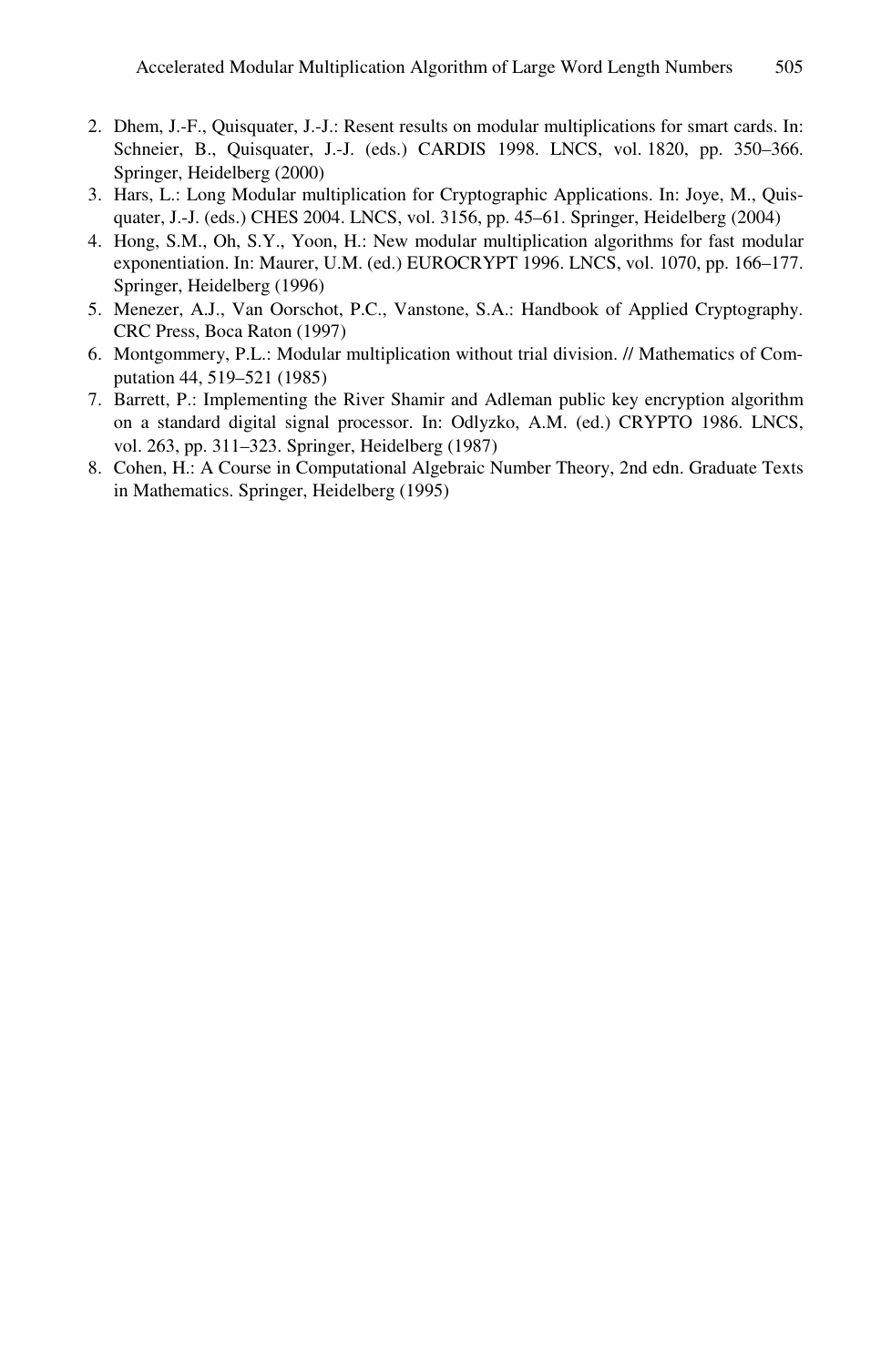2. Dhem, J.-F., Quisquater, J.-J.: Resent results on modular multiplications for smart cards. In: Schneier, B., Quisquater, J.-J. (eds.) CARDIS 1998. LNCS, vol. 1820, pp. 350–366. Springer, Heidelberg (2000)
3. Hars, L.: Long Modular multiplication for Cryptographic Applications. In: Joye, M., Quisquater, J.-J. (eds.) CHES 2004. LNCS, vol. 3156, pp. 45–61. Springer, Heidelberg (2004)
4. Hong, S.M., Oh, S.Y., Yoon, H.: New modular multiplication algorithms for fast modular exponentiation. In: Maurer, U.M. (ed.) EUROCRYPT 1996. LNCS, vol. 1070, pp. 166–177. Springer, Heidelberg (1996)
5. Menezer, A.J., Van Oorschot, P.C., Vanstone, S.A.: Handbook of Applied Cryptography. CRC Press, Boca Raton (1997)
6. Montgommery, P.L.: Modular multiplication without trial division. // Mathematics of Computation 44, 519–521 (1985)
7. Barrett, P.: Implementing the River Shamir and Adleman public key encryption algorithm on a standard digital signal processor. In: Odlyzko, A.M. (ed.) CRYPTO 1986. LNCS, vol. 263, pp. 311–323. Springer, Heidelberg (1987)
8. Cohen, H.: A Course in Computational Algebraic Number Theory, 2nd edn. Graduate Texts in Mathematics. Springer, Heidelberg (1995)